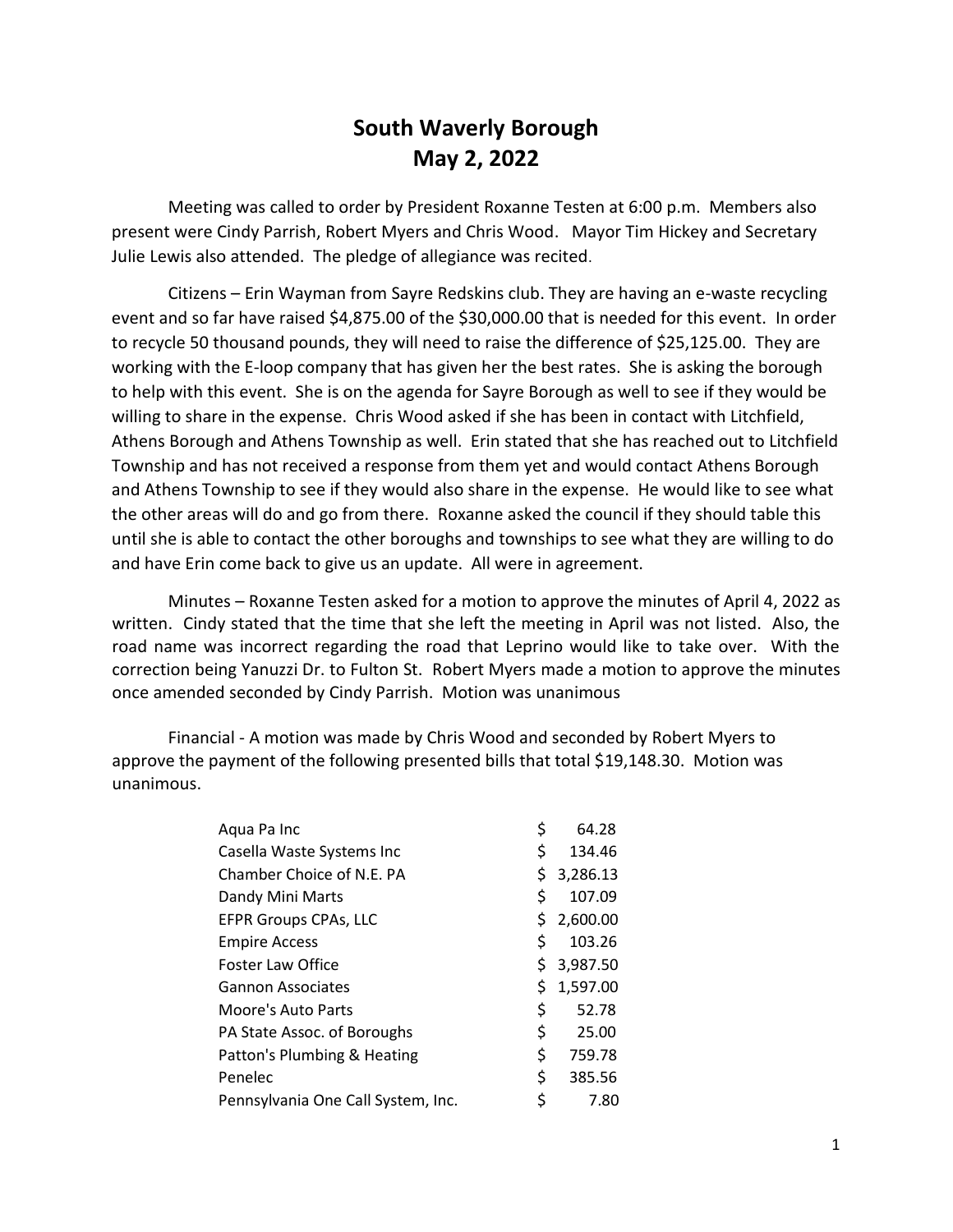# South Waverly Borough
# May 2, 2022

Meeting was called to order by President Roxanne Testen at 6:00 p.m. Members also present were Cindy Parrish, Robert Myers and Chris Wood. Mayor Tim Hickey and Secretary Julie Lewis also attended. The pledge of allegiance was recited.

Citizens – Erin Wayman from Sayre Redskins club. They are having an e-waste recycling event and so far have raised $4,875.00 of the $30,000.00 that is needed for this event. In order to recycle 50 thousand pounds, they will need to raise the difference of $25,125.00. They are working with the E-loop company that has given her the best rates. She is asking the borough to help with this event. She is on the agenda for Sayre Borough as well to see if they would be willing to share in the expense. Chris Wood asked if she has been in contact with Litchfield, Athens Borough and Athens Township as well. Erin stated that she has reached out to Litchfield Township and has not received a response from them yet and would contact Athens Borough and Athens Township to see if they would also share in the expense. He would like to see what the other areas will do and go from there. Roxanne asked the council if they should table this until she is able to contact the other boroughs and townships to see what they are willing to do and have Erin come back to give us an update. All were in agreement.

Minutes – Roxanne Testen asked for a motion to approve the minutes of April 4, 2022 as written. Cindy stated that the time that she left the meeting in April was not listed. Also, the road name was incorrect regarding the road that Leprino would like to take over. With the correction being Yanuzzi Dr. to Fulton St. Robert Myers made a motion to approve the minutes once amended seconded by Cindy Parrish. Motion was unanimous

Financial - A motion was made by Chris Wood and seconded by Robert Myers to approve the payment of the following presented bills that total $19,148.30. Motion was unanimous.

| | |
|---|---|
| Aqua Pa Inc | $ 64.28 |
| Casella Waste Systems Inc | $ 134.46 |
| Chamber Choice of N.E. PA | $ 3,286.13 |
| Dandy Mini Marts | $ 107.09 |
| EFPR Groups CPAs, LLC | $ 2,600.00 |
| Empire Access | $ 103.26 |
| Foster Law Office | $ 3,987.50 |
| Gannon Associates | $ 1,597.00 |
| Moore's Auto Parts | $ 52.78 |
| PA State Assoc. of Boroughs | $ 25.00 |
| Patton's Plumbing & Heating | $ 759.78 |
| Penelec | $ 385.56 |
| Pennsylvania One Call System, Inc. | $ 7.80 |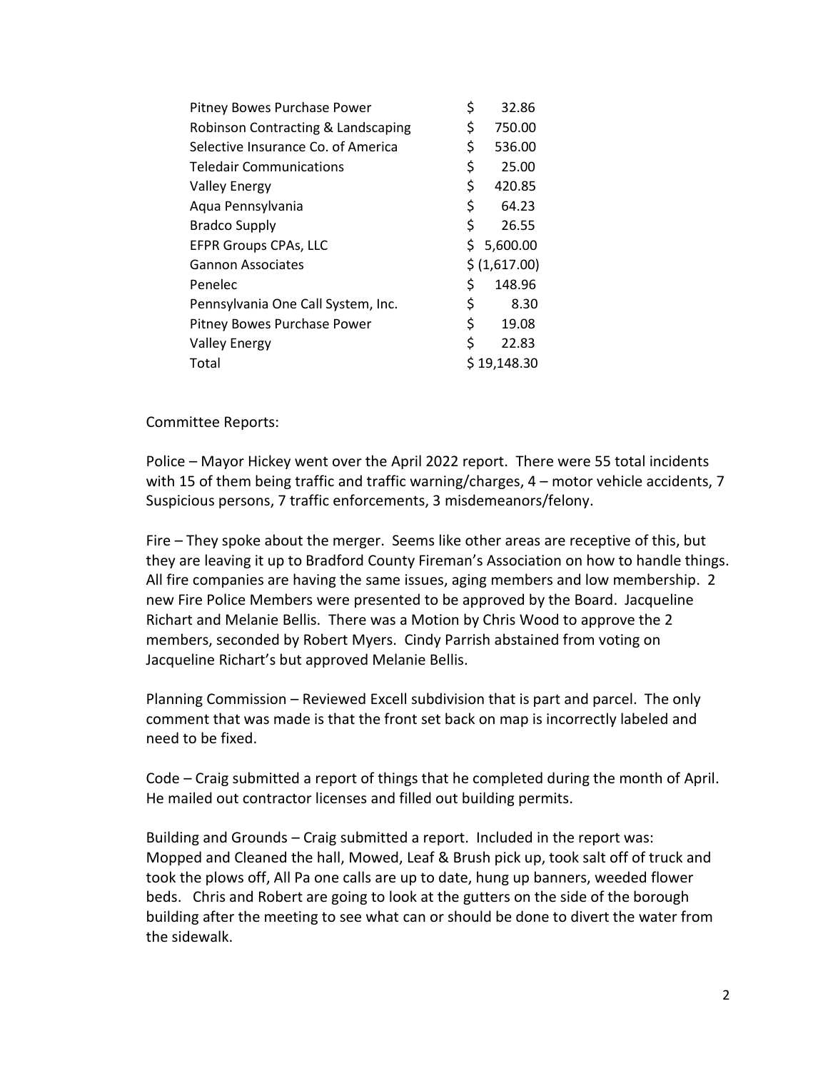| | |
|---|---|
| Pitney Bowes Purchase Power | $ 32.86 |
| Robinson Contracting & Landscaping | $ 750.00 |
| Selective Insurance Co. of America | $ 536.00 |
| Teledair Communications | $ 25.00 |
| Valley Energy | $ 420.85 |
| Aqua Pennsylvania | $ 64.23 |
| Bradco Supply | $ 26.55 |
| EFPR Groups CPAs, LLC | $ 5,600.00 |
| Gannon Associates | $ (1,617.00) |
| Penelec | $ 148.96 |
| Pennsylvania One Call System, Inc. | $ 8.30 |
| Pitney Bowes Purchase Power | $ 19.08 |
| Valley Energy | $ 22.83 |
| Total | $ 19,148.30 |

Committee Reports:

Police – Mayor Hickey went over the April 2022 report. There were 55 total incidents with 15 of them being traffic and traffic warning/charges, 4 – motor vehicle accidents, 7 Suspicious persons, 7 traffic enforcements, 3 misdemeanors/felony.

Fire – They spoke about the merger. Seems like other areas are receptive of this, but they are leaving it up to Bradford County Fireman's Association on how to handle things. All fire companies are having the same issues, aging members and low membership. 2 new Fire Police Members were presented to be approved by the Board. Jacqueline Richart and Melanie Bellis. There was a Motion by Chris Wood to approve the 2 members, seconded by Robert Myers. Cindy Parrish abstained from voting on Jacqueline Richart's but approved Melanie Bellis.

Planning Commission – Reviewed Excell subdivision that is part and parcel. The only comment that was made is that the front set back on map is incorrectly labeled and need to be fixed.

Code – Craig submitted a report of things that he completed during the month of April. He mailed out contractor licenses and filled out building permits.

Building and Grounds – Craig submitted a report. Included in the report was: Mopped and Cleaned the hall, Mowed, Leaf & Brush pick up, took salt off of truck and took the plows off, All Pa one calls are up to date, hung up banners, weeded flower beds. Chris and Robert are going to look at the gutters on the side of the borough building after the meeting to see what can or should be done to divert the water from the sidewalk.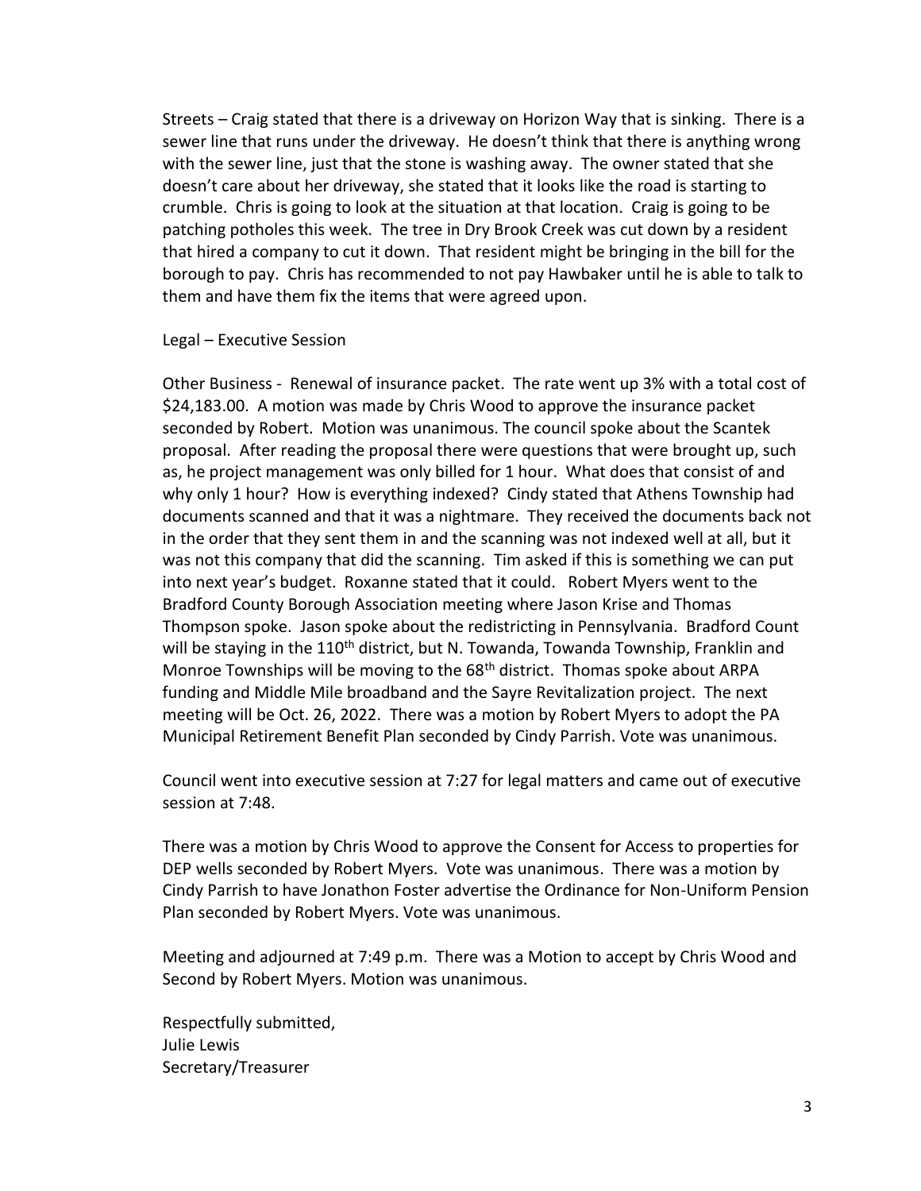Streets – Craig stated that there is a driveway on Horizon Way that is sinking. There is a sewer line that runs under the driveway. He doesn't think that there is anything wrong with the sewer line, just that the stone is washing away. The owner stated that she doesn't care about her driveway, she stated that it looks like the road is starting to crumble. Chris is going to look at the situation at that location. Craig is going to be patching potholes this week. The tree in Dry Brook Creek was cut down by a resident that hired a company to cut it down. That resident might be bringing in the bill for the borough to pay. Chris has recommended to not pay Hawbaker until he is able to talk to them and have them fix the items that were agreed upon.

Legal – Executive Session

Other Business - Renewal of insurance packet. The rate went up 3% with a total cost of $24,183.00. A motion was made by Chris Wood to approve the insurance packet seconded by Robert. Motion was unanimous. The council spoke about the Scantek proposal. After reading the proposal there were questions that were brought up, such as, he project management was only billed for 1 hour. What does that consist of and why only 1 hour? How is everything indexed? Cindy stated that Athens Township had documents scanned and that it was a nightmare. They received the documents back not in the order that they sent them in and the scanning was not indexed well at all, but it was not this company that did the scanning. Tim asked if this is something we can put into next year's budget. Roxanne stated that it could. Robert Myers went to the Bradford County Borough Association meeting where Jason Krise and Thomas Thompson spoke. Jason spoke about the redistricting in Pennsylvania. Bradford Count will be staying in the 110th district, but N. Towanda, Towanda Township, Franklin and Monroe Townships will be moving to the 68th district. Thomas spoke about ARPA funding and Middle Mile broadband and the Sayre Revitalization project. The next meeting will be Oct. 26, 2022. There was a motion by Robert Myers to adopt the PA Municipal Retirement Benefit Plan seconded by Cindy Parrish. Vote was unanimous.

Council went into executive session at 7:27 for legal matters and came out of executive session at 7:48.

There was a motion by Chris Wood to approve the Consent for Access to properties for DEP wells seconded by Robert Myers. Vote was unanimous. There was a motion by Cindy Parrish to have Jonathon Foster advertise the Ordinance for Non-Uniform Pension Plan seconded by Robert Myers. Vote was unanimous.

Meeting and adjourned at 7:49 p.m. There was a Motion to accept by Chris Wood and Second by Robert Myers. Motion was unanimous.

Respectfully submitted,  
Julie Lewis  
Secretary/Treasurer